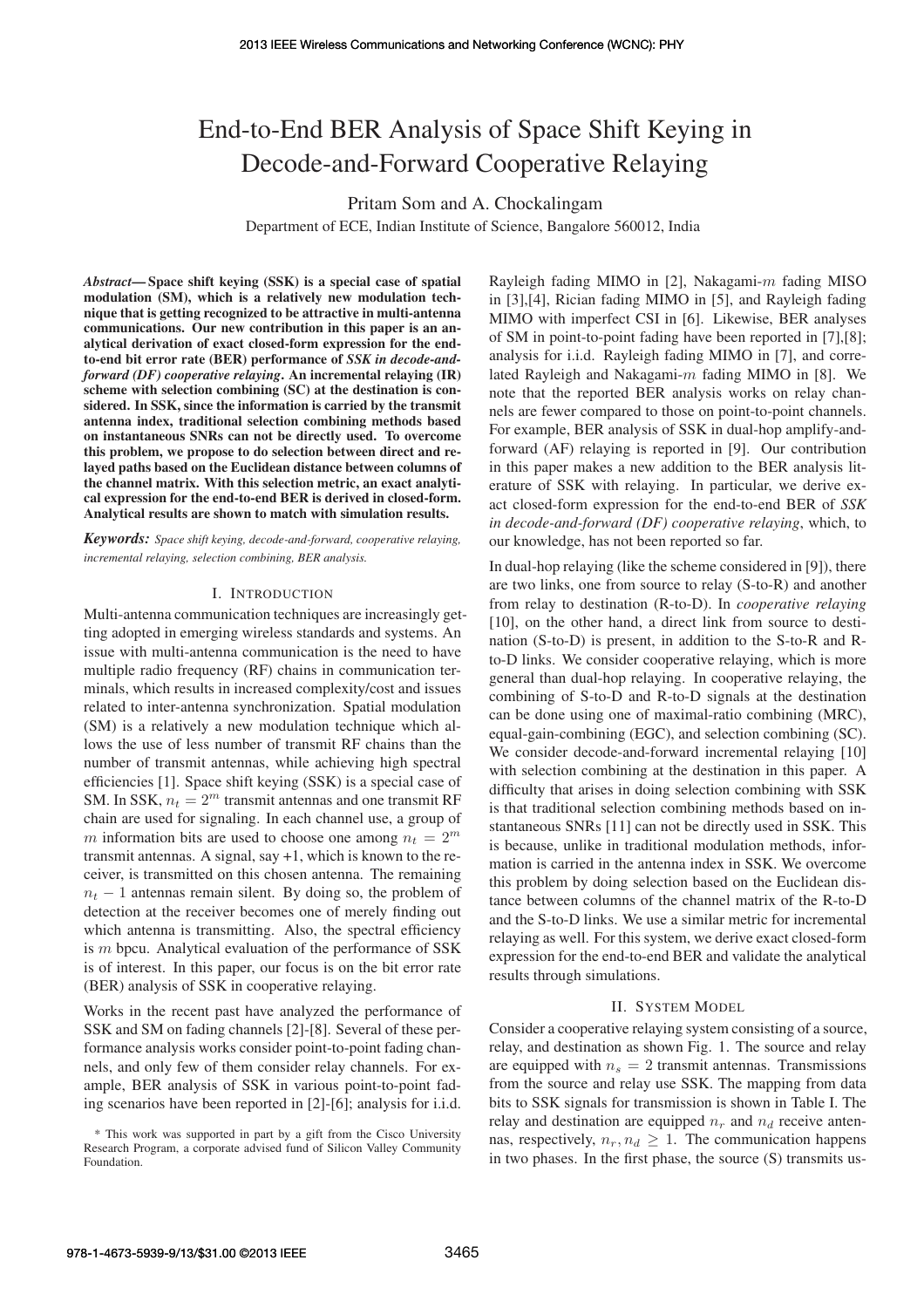# End-to-End BER Analysis of Space Shift Keying in Decode-and-Forward Cooperative Relaying

Pritam Som and A. Chockalingam

Department of ECE, Indian Institute of Science, Bangalore 560012, India

***Abstract*— Space shift keying (SSK) is a special case of spatial modulation (SM), which is a relatively new modulation technique that is getting recognized to be attractive in multi-antenna communications. Our new contribution in this paper is an analytical derivation of exact closed-form expression for the end-to-end bit error rate (BER) performance of *SSK in decode-and-forward (DF) cooperative relaying*. An incremental relaying (IR) scheme with selection combining (SC) at the destination is considered. In SSK, since the information is carried by the transmit antenna index, traditional selection combining methods based on instantaneous SNRs can not be directly used. To overcome this problem, we propose to do selection between direct and relayed paths based on the Euclidean distance between columns of the channel matrix. With this selection metric, an exact analytical expression for the end-to-end BER is derived in closed-form. Analytical results are shown to match with simulation results.**

***Keywords:*** *Space shift keying, decode-and-forward, cooperative relaying, incremental relaying, selection combining, BER analysis.*

## I. Introduction

Multi-antenna communication techniques are increasingly getting adopted in emerging wireless standards and systems. An issue with multi-antenna communication is the need to have multiple radio frequency (RF) chains in communication terminals, which results in increased complexity/cost and issues related to inter-antenna synchronization. Spatial modulation (SM) is a relatively a new modulation technique which allows the use of less number of transmit RF chains than the number of transmit antennas, while achieving high spectral efficiencies [1]. Space shift keying (SSK) is a special case of SM. In SSK, $n_t = 2^m$ transmit antennas and one transmit RF chain are used for signaling. In each channel use, a group of $m$ information bits are used to choose one among $n_t = 2^m$ transmit antennas. A signal, say +1, which is known to the receiver, is transmitted on this chosen antenna. The remaining $n_t - 1$ antennas remain silent. By doing so, the problem of detection at the receiver becomes one of merely finding out which antenna is transmitting. Also, the spectral efficiency is $m$ bpcu. Analytical evaluation of the performance of SSK is of interest. In this paper, our focus is on the bit error rate (BER) analysis of SSK in cooperative relaying.

Works in the recent past have analyzed the performance of SSK and SM on fading channels [2]-[8]. Several of these performance analysis works consider point-to-point fading channels, and only few of them consider relay channels. For example, BER analysis of SSK in various point-to-point fading scenarios have been reported in [2]-[6]; analysis for i.i.d. Rayleigh fading MIMO in [2], Nakagami-$m$ fading MISO in [3],[4], Rician fading MIMO in [5], and Rayleigh fading MIMO with imperfect CSI in [6]. Likewise, BER analyses of SM in point-to-point fading have been reported in [7],[8]; analysis for i.i.d. Rayleigh fading MIMO in [7], and correlated Rayleigh and Nakagami-$m$ fading MIMO in [8]. We note that the reported BER analysis works on relay channels are fewer compared to those on point-to-point channels. For example, BER analysis of SSK in dual-hop amplify-and-forward (AF) relaying is reported in [9]. Our contribution in this paper makes a new addition to the BER analysis literature of SSK with relaying. In particular, we derive exact closed-form expression for the end-to-end BER of *SSK in decode-and-forward (DF) cooperative relaying*, which, to our knowledge, has not been reported so far.

In dual-hop relaying (like the scheme considered in [9]), there are two links, one from source to relay (S-to-R) and another from relay to destination (R-to-D). In *cooperative relaying* [10], on the other hand, a direct link from source to destination (S-to-D) is present, in addition to the S-to-R and R-to-D links. We consider cooperative relaying, which is more general than dual-hop relaying. In cooperative relaying, the combining of S-to-D and R-to-D signals at the destination can be done using one of maximal-ratio combining (MRC), equal-gain-combining (EGC), and selection combining (SC). We consider decode-and-forward incremental relaying [10] with selection combining at the destination in this paper. A difficulty that arises in doing selection combining with SSK is that traditional selection combining methods based on instantaneous SNRs [11] can not be directly used in SSK. This is because, unlike in traditional modulation methods, information is carried in the antenna index in SSK. We overcome this problem by doing selection based on the Euclidean distance between columns of the channel matrix of the R-to-D and the S-to-D links. We use a similar metric for incremental relaying as well. For this system, we derive exact closed-form expression for the end-to-end BER and validate the analytical results through simulations.

## II. System Model

Consider a cooperative relaying system consisting of a source, relay, and destination as shown Fig. 1. The source and relay are equipped with $n_s = 2$ transmit antennas. Transmissions from the source and relay use SSK. The mapping from data bits to SSK signals for transmission is shown in Table I. The relay and destination are equipped $n_r$ and $n_d$ receive antennas, respectively, $n_r, n_d \geq 1$. The communication happens in two phases. In the first phase, the source (S) transmits us-

* This work was supported in part by a gift from the Cisco University Research Program, a corporate advised fund of Silicon Valley Community Foundation.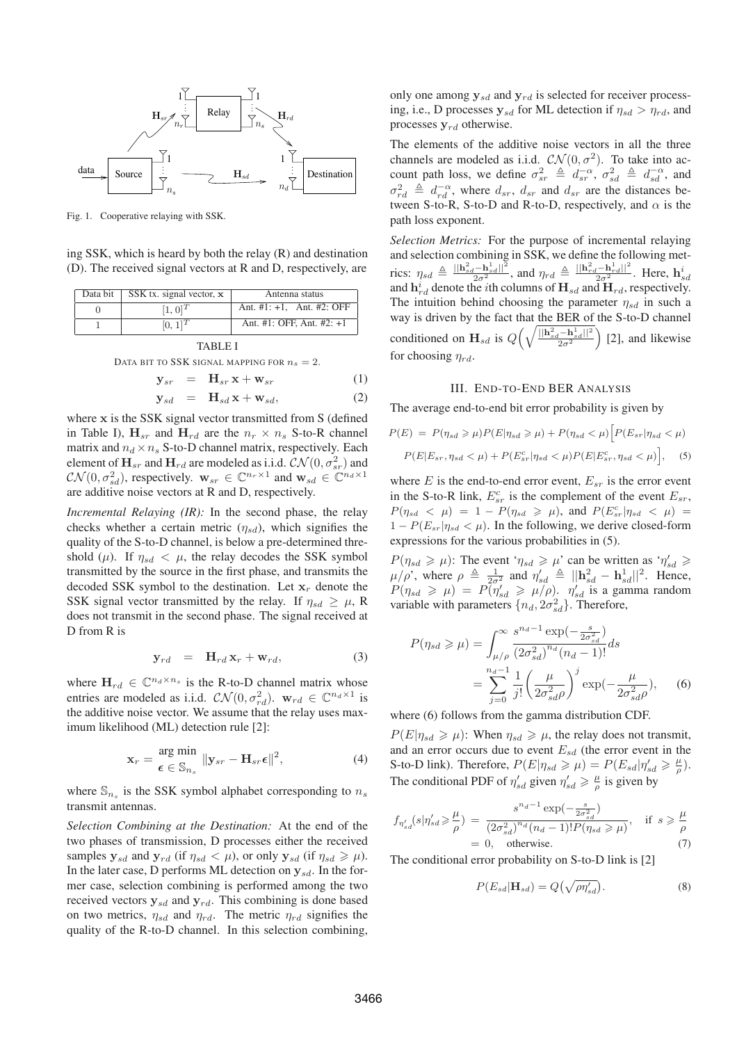Fig. 1. Cooperative relaying with SSK.

ing SSK, which is heard by both the relay (R) and destination (D). The received signal vectors at R and D, respectively, are

| Data bit | SSK tx. signal vector, $\mathbf{x}$ | Antenna status |
|---|---|---|
| 0 | $[1,0]^T$ | Ant. #1: +1, Ant. #2: OFF |
| 1 | $[0,1]^T$ | Ant. #1: OFF, Ant. #2: +1 |

TABLE I

DATA BIT TO SSK SIGNAL MAPPING FOR $n_s = 2$.

$$\mathbf{y}_{sr} = \mathbf{H}_{sr}\,\mathbf{x} + \mathbf{w}_{sr} \tag{1}$$

$$\mathbf{y}_{sd} = \mathbf{H}_{sd}\,\mathbf{x} + \mathbf{w}_{sd}, \tag{2}$$

where $\mathbf{x}$ is the SSK signal vector transmitted from S (defined in Table I), $\mathbf{H}_{sr}$ and $\mathbf{H}_{rd}$ are the $n_r \times n_s$ S-to-R channel matrix and $n_d \times n_s$ S-to-D channel matrix, respectively. Each element of $\mathbf{H}_{sr}$ and $\mathbf{H}_{rd}$ are modeled as i.i.d. $\mathcal{CN}(0, \sigma_{sr}^2)$ and $\mathcal{CN}(0, \sigma_{sd}^2)$, respectively. $\mathbf{w}_{sr} \in \mathbb{C}^{n_r \times 1}$ and $\mathbf{w}_{sd} \in \mathbb{C}^{n_d \times 1}$ are additive noise vectors at R and D, respectively.

*Incremental Relaying (IR):* In the second phase, the relay checks whether a certain metric ($\eta_{sd}$), which signifies the quality of the S-to-D channel, is below a pre-determined threshold ($\mu$). If $\eta_{sd} < \mu$, the relay decodes the SSK symbol transmitted by the source in the first phase, and transmits the decoded SSK symbol to the destination. Let $\mathbf{x}_r$ denote the SSK signal vector transmitted by the relay. If $\eta_{sd} \geq \mu$, R does not transmit in the second phase. The signal received at D from R is

$$\mathbf{y}_{rd} = \mathbf{H}_{rd}\,\mathbf{x}_r + \mathbf{w}_{rd}, \tag{3}$$

where $\mathbf{H}_{rd} \in \mathbb{C}^{n_d \times n_s}$ is the R-to-D channel matrix whose entries are modeled as i.i.d. $\mathcal{CN}(0, \sigma_{rd}^2)$. $\mathbf{w}_{rd} \in \mathbb{C}^{n_d \times 1}$ is the additive noise vector. We assume that the relay uses maximum likelihood (ML) detection rule [2]:

$$\mathbf{x}_r = \underset{\boldsymbol{\epsilon} \in \mathbb{S}_{n_s}}{\arg\min} \;\|\mathbf{y}_{sr} - \mathbf{H}_{sr}\boldsymbol{\epsilon}\|^2, \tag{4}$$

where $\mathbb{S}_{n_s}$ is the SSK symbol alphabet corresponding to $n_s$ transmit antennas.

*Selection Combining at the Destination:* At the end of the two phases of transmission, D processes either the received samples $\mathbf{y}_{sd}$ and $\mathbf{y}_{rd}$ (if $\eta_{sd} < \mu$), or only $\mathbf{y}_{sd}$ (if $\eta_{sd} \geqslant \mu$). In the later case, D performs ML detection on $\mathbf{y}_{sd}$. In the former case, selection combining is performed among the two received vectors $\mathbf{y}_{sd}$ and $\mathbf{y}_{rd}$. This combining is done based on two metrics, $\eta_{sd}$ and $\eta_{rd}$. The metric $\eta_{rd}$ signifies the quality of the R-to-D channel. In this selection combining, only one among $\mathbf{y}_{sd}$ and $\mathbf{y}_{rd}$ is selected for receiver processing, i.e., D processes $\mathbf{y}_{sd}$ for ML detection if $\eta_{sd} > \eta_{rd}$, and processes $\mathbf{y}_{rd}$ otherwise.

The elements of the additive noise vectors in all the three channels are modeled as i.i.d. $\mathcal{CN}(0, \sigma^2)$. To take into account path loss, we define $\sigma_{sr}^2 \triangleq d_{sr}^{-\alpha}$, $\sigma_{sd}^2 \triangleq d_{sd}^{-\alpha}$, and $\sigma_{rd}^2 \triangleq d_{rd}^{-\alpha}$, where $d_{sr}$, $d_{sr}$ and $d_{sr}$ are the distances between S-to-R, S-to-D and R-to-D, respectively, and $\alpha$ is the path loss exponent.

*Selection Metrics:* For the purpose of incremental relaying and selection combining in SSK, we define the following metrics: $\eta_{sd} \triangleq \frac{\|\mathbf{h}_{sd}^2 - \mathbf{h}_{sd}^1\|^2}{2\sigma^2}$, and $\eta_{rd} \triangleq \frac{\|\mathbf{h}_{rd}^2 - \mathbf{h}_{rd}^1\|^2}{2\sigma^2}$. Here, $\mathbf{h}_{sd}^i$ and $\mathbf{h}_{rd}^i$ denote the $i$th columns of $\mathbf{H}_{sd}$ and $\mathbf{H}_{rd}$, respectively. The intuition behind choosing the parameter $\eta_{sd}$ in such a way is driven by the fact that the BER of the S-to-D channel conditioned on $\mathbf{H}_{sd}$ is $Q\Big(\sqrt{\frac{\|\mathbf{h}_{sd}^2 - \mathbf{h}_{sd}^1\|^2}{2\sigma^2}}\Big)$ [2], and likewise for choosing $\eta_{rd}$.

## III. END-TO-END BER ANALYSIS

The average end-to-end bit error probability is given by

$$\begin{aligned}P(E) \;=\; & P(\eta_{sd} \geqslant \mu)P(E|\eta_{sd} \geqslant \mu) + P(\eta_{sd} < \mu)\Big[P(E_{sr}|\eta_{sd} < \mu) \\ & P(E|E_{sr}, \eta_{sd} < \mu) + P(E_{sr}^c|\eta_{sd} < \mu)P(E|E_{sr}^c, \eta_{sd} < \mu)\Big], \end{aligned} \tag{5}$$

where $E$ is the end-to-end error event, $E_{sr}$ is the error event in the S-to-R link, $E_{sr}^c$ is the complement of the event $E_{sr}$, $P(\eta_{sd} < \mu) = 1 - P(\eta_{sd} \geqslant \mu)$, and $P(E_{sr}^c|\eta_{sd} < \mu) = 1 - P(E_{sr}|\eta_{sd} < \mu)$. In the following, we derive closed-form expressions for the various probabilities in (5).

$P(\eta_{sd} \geqslant \mu)$: The event '$\eta_{sd} \geqslant \mu$' can be written as '$\eta_{sd}' \geqslant \mu/\rho$', where $\rho \triangleq \frac{1}{2\sigma^2}$ and $\eta_{sd}' \triangleq \|\mathbf{h}_{sd}^2 - \mathbf{h}_{sd}^1\|^2$. Hence, $P(\eta_{sd} \geqslant \mu) = P(\eta_{sd}' \geqslant \mu/\rho)$. $\eta_{sd}'$ is a gamma random variable with parameters $\{n_d, 2\sigma_{sd}^2\}$. Therefore,

$$\begin{aligned}P(\eta_{sd} \geqslant \mu) &= \int_{\mu/\rho}^{\infty} \frac{s^{n_d-1}\exp(-\frac{s}{2\sigma_{sd}^2})}{(2\sigma_{sd}^2)^{n_d}(n_d-1)!}ds \\ &= \sum_{j=0}^{n_d-1} \frac{1}{j!}\left(\frac{\mu}{2\sigma_{sd}^2\rho}\right)^j \exp(-\frac{\mu}{2\sigma_{sd}^2\rho}), \end{aligned} \tag{6}$$

where (6) follows from the gamma distribution CDF.

$P(E|\eta_{sd} \geqslant \mu)$: When $\eta_{sd} \geqslant \mu$, the relay does not transmit, and an error occurs due to event $E_{sd}$ (the error event in the S-to-D link). Therefore, $P(E|\eta_{sd} \geqslant \mu) = P(E_{sd}|\eta_{sd}' \geqslant \frac{\mu}{\rho})$. The conditional PDF of $\eta_{sd}'$ given $\eta_{sd}' \geqslant \frac{\mu}{\rho}$ is given by

$$\begin{aligned}f_{\eta_{sd}'}(s|\eta_{sd}' \geqslant \frac{\mu}{\rho}) \;&=\; \frac{s^{n_d-1}\exp(-\frac{s}{2\sigma_{sd}^2})}{(2\sigma_{sd}^2)^{n_d}(n_d-1)!P(\eta_{sd} \geqslant \mu)}, \quad \text{if } s \geqslant \frac{\mu}{\rho} \\ &= 0, \quad \text{otherwise.}\end{aligned} \tag{7}$$

The conditional error probability on S-to-D link is [2]

$$P(E_{sd}|\mathbf{H}_{sd}) = Q\big(\sqrt{\rho\eta_{sd}'}\big). \tag{8}$$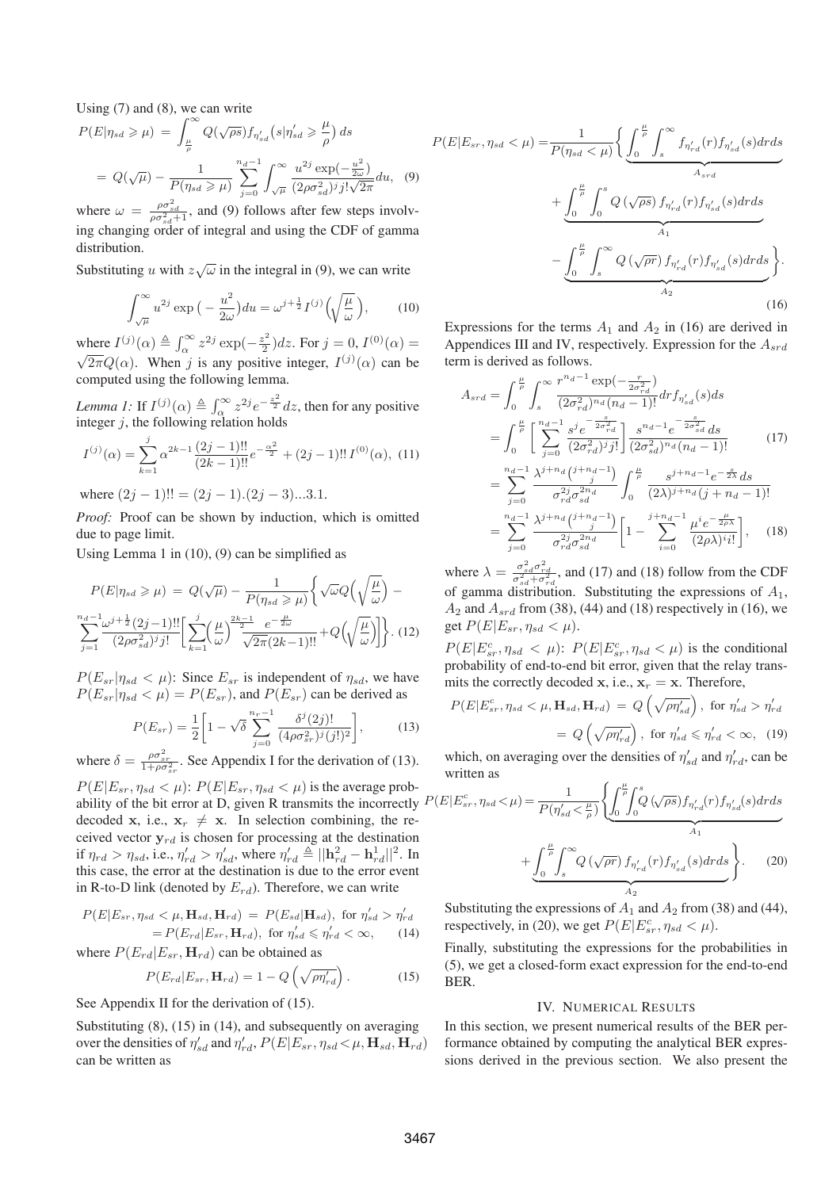Using (7) and (8), we can write

$$P(E|\eta_{sd} \geqslant \mu) = \int_{\frac{\mu}{\rho}}^{\infty} Q(\sqrt{\rho s}) f_{\eta'_{sd}}\big(s|\eta'_{sd} \geqslant \frac{\mu}{\rho}\big)\, ds$$

$$= Q(\sqrt{\mu}) - \frac{1}{P(\eta_{sd} \geqslant \mu)} \sum_{j=0}^{n_d-1} \int_{\sqrt{\mu}}^{\infty} \frac{u^{2j} \exp(-\frac{u^2}{2\omega})}{(2\rho\sigma_{sd}^2)^j j! \sqrt{2\pi}} du, \quad (9)$$

where $\omega = \frac{\rho\sigma_{sd}^2}{\rho\sigma_{sd}^2+1}$, and (9) follows after few steps involving changing order of integral and using the CDF of gamma distribution.

Substituting $u$ with $z\sqrt{\omega}$ in the integral in (9), we can write

$$\int_{\sqrt{\mu}}^{\infty} u^{2j} \exp\big(-\frac{u^2}{2\omega}\big) du = \omega^{j+\frac{1}{2}} I^{(j)}\Big(\sqrt{\frac{\mu}{\omega}}\Big), \quad (10)$$

where $I^{(j)}(\alpha) \triangleq \int_{\alpha}^{\infty} z^{2j} \exp(-\frac{z^2}{2}) dz$. For $j = 0$, $I^{(0)}(\alpha) = \sqrt{2\pi} Q(\alpha)$. When $j$ is any positive integer, $I^{(j)}(\alpha)$ can be computed using the following lemma.

*Lemma 1:* If $I^{(j)}(\alpha) \triangleq \int_{\alpha}^{\infty} z^{2j} e^{-\frac{z^2}{2}} dz$, then for any positive integer $j$, the following relation holds

$$I^{(j)}(\alpha) = \sum_{k=1}^{j} \alpha^{2k-1} \frac{(2j-1)!!}{(2k-1)!!} e^{-\frac{\alpha^2}{2}} + (2j-1)!!\, I^{(0)}(\alpha), \quad (11)$$

where $(2j-1)!! = (2j-1).(2j-3)...3.1.$

*Proof:* Proof can be shown by induction, which is omitted due to page limit.

Using Lemma 1 in (10), (9) can be simplified as

$$P(E|\eta_{sd} \geqslant \mu) = Q(\sqrt{\mu}) - \frac{1}{P(\eta_{sd} \geqslant \mu)} \bigg\{ \sqrt{\omega} Q\Big(\sqrt{\frac{\mu}{\omega}}\Big) - \sum_{j=1}^{n_d-1} \frac{\omega^{j+\frac{1}{2}} (2j-1)!!}{(2\rho\sigma_{sd}^2)^j j!} \bigg[ \sum_{k=1}^{j} \Big(\frac{\mu}{\omega}\Big)^{\frac{2k-1}{2}} \frac{e^{-\frac{\mu}{2\omega}}}{\sqrt{2\pi}(2k-1)!!} + Q\Big(\sqrt{\frac{\mu}{\omega}}\Big) \bigg] \bigg\}. \quad (12)$$

$P(E_{sr}|\eta_{sd} < \mu)$: Since $E_{sr}$ is independent of $\eta_{sd}$, we have $P(E_{sr}|\eta_{sd} < \mu) = P(E_{sr})$, and $P(E_{sr})$ can be derived as

$$P(E_{sr}) = \frac{1}{2}\bigg[1 - \sqrt{\delta} \sum_{j=0}^{n_r-1} \frac{\delta^j (2j)!}{(4\rho\sigma_{sr}^2)^j (j!)^2}\bigg], \quad (13)$$

where $\delta = \frac{\rho\sigma_{sr}^2}{1+\rho\sigma_{sr}^2}$. See Appendix I for the derivation of (13).

$P(E|E_{sr}, \eta_{sd} < \mu)$: $P(E|E_{sr}, \eta_{sd} < \mu)$ is the average probability of the bit error at D, given R transmits the incorrectly decoded $\mathbf{x}$, i.e., $\mathbf{x}_r \neq \mathbf{x}$. In selection combining, the received vector $\mathbf{y}_{rd}$ is chosen for processing at the destination if $\eta_{rd} > \eta_{sd}$, i.e., $\eta'_{rd} > \eta'_{sd}$, where $\eta'_{rd} \triangleq ||\mathbf{h}_{rd}^2 - \mathbf{h}_{rd}^1||^2$. In this case, the error at the destination is due to the error event in R-to-D link (denoted by $E_{rd}$). Therefore, we can write

$$P(E|E_{sr}, \eta_{sd} < \mu, \mathbf{H}_{sd}, \mathbf{H}_{rd}) = P(E_{sd}|\mathbf{H}_{sd}), \text{ for } \eta'_{sd} > \eta'_{rd}$$
$$= P(E_{rd}|E_{sr}, \mathbf{H}_{rd}), \text{ for } \eta'_{sd} \leqslant \eta'_{rd} < \infty, \quad (14)$$

where $P(E_{rd}|E_{sr}, \mathbf{H}_{rd})$ can be obtained as

$$P(E_{rd}|E_{sr}, \mathbf{H}_{rd}) = 1 - Q\left(\sqrt{\rho\eta'_{rd}}\right). \quad (15)$$

See Appendix II for the derivation of (15).

Substituting (8), (15) in (14), and subsequently on averaging over the densities of $\eta'_{sd}$ and $\eta'_{rd}$, $P(E|E_{sr}, \eta_{sd} < \mu, \mathbf{H}_{sd}, \mathbf{H}_{rd})$ can be written as

$$P(E|E_{sr}, \eta_{sd} < \mu) = \frac{1}{P(\eta_{sd} < \mu)} \bigg\{ \underbrace{\int_0^{\frac{\mu}{\rho}} \int_s^{\infty} f_{\eta'_{rd}}(r) f_{\eta'_{sd}}(s) dr ds}_{A_{srd}} + \underbrace{\int_0^{\frac{\mu}{\rho}} \int_0^{s} Q\left(\sqrt{\rho s}\right) f_{\eta'_{rd}}(r) f_{\eta'_{sd}}(s) dr ds}_{A_1} - \underbrace{\int_0^{\frac{\mu}{\rho}} \int_s^{\infty} Q\left(\sqrt{\rho r}\right) f_{\eta'_{rd}}(r) f_{\eta'_{sd}}(s) dr ds}_{A_2} \bigg\}. \quad (16)$$

Expressions for the terms $A_1$ and $A_2$ in (16) are derived in Appendices III and IV, respectively. Expression for the $A_{srd}$ term is derived as follows.

$$A_{srd} = \int_0^{\frac{\mu}{\rho}} \int_s^{\infty} \frac{r^{n_d-1} \exp(-\frac{r}{2\sigma_{rd}^2})}{(2\sigma_{rd}^2)^{n_d} (n_d-1)!} dr f_{\eta'_{sd}}(s) ds$$

$$= \int_0^{\frac{\mu}{\rho}} \bigg[ \sum_{j=0}^{n_d-1} \frac{s^j e^{-\frac{s}{2\sigma_{rd}^2}}}{(2\sigma_{rd}^2)^j j!} \bigg] \frac{s^{n_d-1} e^{-\frac{s}{2\sigma_{sd}^2}} ds}{(2\sigma_{sd}^2)^{n_d} (n_d-1)!} \quad (17)$$

$$= \sum_{j=0}^{n_d-1} \frac{\lambda^{j+n_d} \binom{j+n_d-1}{j}}{\sigma_{rd}^{2j} \sigma_{sd}^{2n_d}} \int_0^{\frac{\mu}{\rho}} \frac{s^{j+n_d-1} e^{-\frac{s}{2\lambda}} ds}{(2\lambda)^{j+n_d} (j+n_d-1)!}$$

$$= \sum_{j=0}^{n_d-1} \frac{\lambda^{j+n_d} \binom{j+n_d-1}{j}}{\sigma_{rd}^{2j} \sigma_{sd}^{2n_d}} \bigg[ 1 - \sum_{i=0}^{j+n_d-1} \frac{\mu^i e^{-\frac{\mu}{2\rho\lambda}}}{(2\rho\lambda)^i i!} \bigg], \quad (18)$$

where $\lambda = \frac{\sigma_{sd}^2 \sigma_{rd}^2}{\sigma_{sd}^2 + \sigma_{rd}^2}$, and (17) and (18) follow from the CDF of gamma distribution. Substituting the expressions of $A_1$, $A_2$ and $A_{srd}$ from (38), (44) and (18) respectively in (16), we get $P(E|E_{sr}, \eta_{sd} < \mu)$.

$P(E|E_{sr}^c, \eta_{sd} < \mu)$: $P(E|E_{sr}^c, \eta_{sd} < \mu)$ is the conditional probability of end-to-end bit error, given that the relay transmits the correctly decoded $\mathbf{x}$, i.e., $\mathbf{x}_r = \mathbf{x}$. Therefore,

$$P(E|E_{sr}^c, \eta_{sd} < \mu, \mathbf{H}_{sd}, \mathbf{H}_{rd}) = Q\left(\sqrt{\rho\eta'_{sd}}\right), \text{ for } \eta'_{sd} > \eta'_{rd}$$
$$= Q\left(\sqrt{\rho\eta'_{rd}}\right), \text{ for } \eta'_{sd} \leqslant \eta'_{rd} < \infty, \quad (19)$$

which, on averaging over the densities of $\eta'_{sd}$ and $\eta'_{rd}$, can be written as

$$P(E|E_{sr}^c, \eta_{sd} < \mu) = \frac{1}{P(\eta'_{sd} < \frac{\mu}{\rho})} \bigg\{ \underbrace{\int_0^{\frac{\mu}{\rho}} \int_0^{s} Q\left(\sqrt{\rho s}\right) f_{\eta'_{rd}}(r) f_{\eta'_{sd}}(s) dr ds}_{A_1} + \underbrace{\int_0^{\frac{\mu}{\rho}} \int_s^{\infty} Q\left(\sqrt{\rho r}\right) f_{\eta'_{rd}}(r) f_{\eta'_{sd}}(s) dr ds}_{A_2} \bigg\}. \quad (20)$$

Substituting the expressions of $A_1$ and $A_2$ from (38) and (44), respectively, in (20), we get $P(E|E_{sr}^c, \eta_{sd} < \mu)$.

Finally, substituting the expressions for the probabilities in (5), we get a closed-form exact expression for the end-to-end BER.

## IV. Numerical Results

In this section, we present numerical results of the BER performance obtained by computing the analytical BER expressions derived in the previous section. We also present the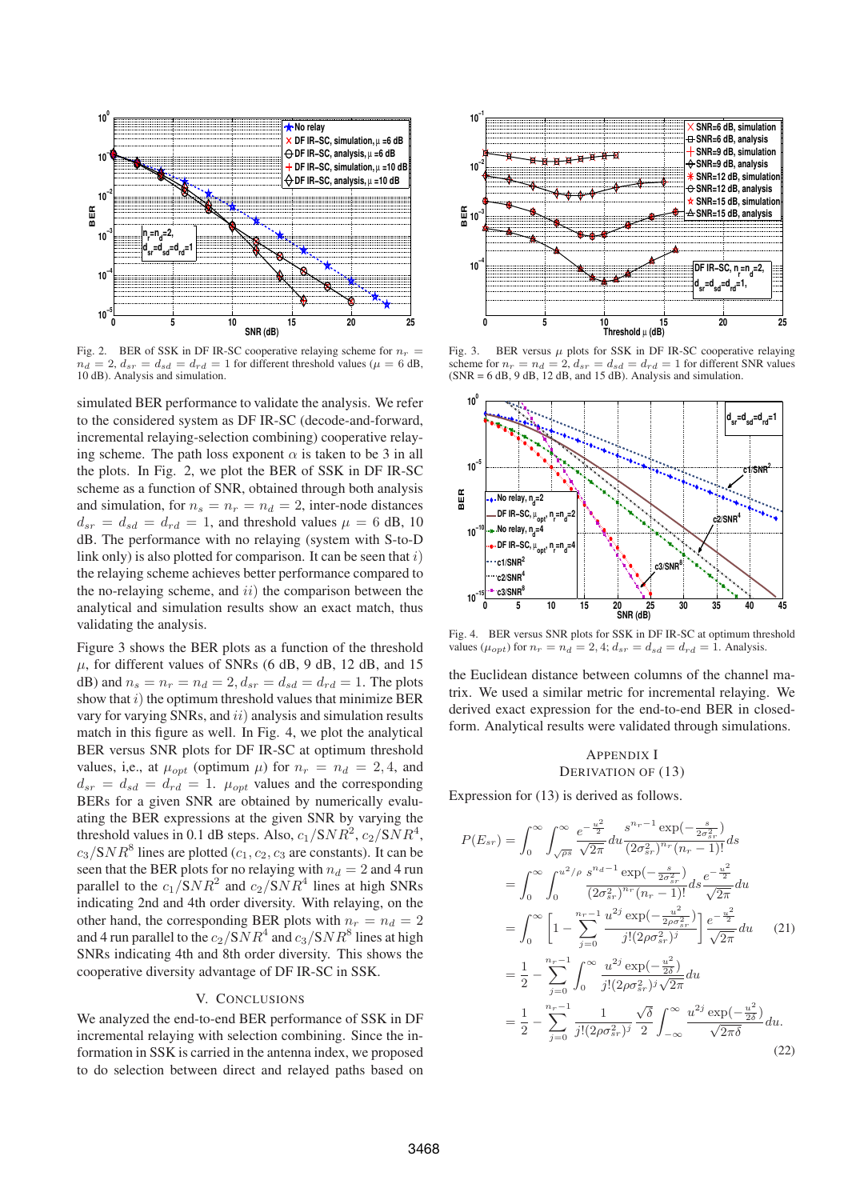Fig. 2. BER of SSK in DF IR-SC cooperative relaying scheme for $n_r = n_d = 2$, $d_{sr} = d_{sd} = d_{rd} = 1$ for different threshold values ($\mu = 6$ dB, 10 dB). Analysis and simulation.

Fig. 3. BER versus $\mu$ plots for SSK in DF IR-SC cooperative relaying scheme for $n_r = n_d = 2$, $d_{sr} = d_{sd} = d_{rd} = 1$ for different SNR values (SNR = 6 dB, 9 dB, 12 dB, and 15 dB). Analysis and simulation.

simulated BER performance to validate the analysis. We refer to the considered system as DF IR-SC (decode-and-forward, incremental relaying-selection combining) cooperative relaying scheme. The path loss exponent $\alpha$ is taken to be 3 in all the plots. In Fig. 2, we plot the BER of SSK in DF IR-SC scheme as a function of SNR, obtained through both analysis and simulation, for $n_s = n_r = n_d = 2$, inter-node distances $d_{sr} = d_{sd} = d_{rd} = 1$, and threshold values $\mu = 6$ dB, 10 dB. The performance with no relaying (system with S-to-D link only) is also plotted for comparison. It can be seen that $i)$ the relaying scheme achieves better performance compared to the no-relaying scheme, and $ii)$ the comparison between the analytical and simulation results show an exact match, thus validating the analysis.

Figure 3 shows the BER plots as a function of the threshold $\mu$, for different values of SNRs (6 dB, 9 dB, 12 dB, and 15 dB) and $n_s = n_r = n_d = 2, d_{sr} = d_{sd} = d_{rd} = 1$. The plots show that $i)$ the optimum threshold values that minimize BER vary for varying SNRs, and $ii)$ analysis and simulation results match in this figure as well. In Fig. 4, we plot the analytical BER versus SNR plots for DF IR-SC at optimum threshold values, i.e., at $\mu_{opt}$ (optimum $\mu$) for $n_r = n_d = 2, 4$, and $d_{sr} = d_{sd} = d_{rd} = 1$. $\mu_{opt}$ values and the corresponding BERs for a given SNR are obtained by numerically evaluating the BER expressions at the given SNR by varying the threshold values in 0.1 dB steps. Also, $c_1/SNR^2$, $c_2/SNR^4$, $c_3/SNR^8$ lines are plotted ($c_1, c_2, c_3$ are constants). It can be seen that the BER plots for no relaying with $n_d = 2$ and 4 run parallel to the $c_1/SNR^2$ and $c_2/SNR^4$ lines at high SNRs indicating 2nd and 4th order diversity. With relaying, on the other hand, the corresponding BER plots with $n_r = n_d = 2$ and 4 run parallel to the $c_2/SNR^4$ and $c_3/SNR^8$ lines at high SNRs indicating 4th and 8th order diversity. This shows the cooperative diversity advantage of DF IR-SC in SSK.

## V. Conclusions

We analyzed the end-to-end BER performance of SSK in DF incremental relaying with selection combining. Since the information in SSK is carried in the antenna index, we proposed to do selection between direct and relayed paths based on

Fig. 4. BER versus SNR plots for SSK in DF IR-SC at optimum threshold values ($\mu_{opt}$) for $n_r = n_d = 2, 4$; $d_{sr} = d_{sd} = d_{rd} = 1$. Analysis.

the Euclidean distance between columns of the channel matrix. We used a similar metric for incremental relaying. We derived exact expression for the end-to-end BER in closed-form. Analytical results were validated through simulations.

## Appendix I
## Derivation of (13)

Expression for (13) is derived as follows.

$$
\begin{aligned}
P(E_{sr}) &= \int_0^\infty \int_{\sqrt{\rho s}}^\infty \frac{e^{-\frac{u^2}{2}}}{\sqrt{2\pi}} du \frac{s^{n_r-1}\exp(-\frac{s}{2\sigma_{sr}^2})}{(2\sigma_{sr}^2)^{n_r}(n_r-1)!} ds \\
&= \int_0^\infty \int_0^{u^2/\rho} \frac{s^{n_d-1}\exp(-\frac{s}{2\sigma_{sr}^2})}{(2\sigma_{sr}^2)^{n_r}(n_r-1)!} ds \frac{e^{-\frac{u^2}{2}}}{\sqrt{2\pi}} du \\
&= \int_0^\infty \left[1 - \sum_{j=0}^{n_r-1} \frac{u^{2j}\exp(-\frac{u^2}{2\rho\sigma_{sr}^2})}{j!(2\rho\sigma_{sr}^2)^j}\right] \frac{e^{-\frac{u^2}{2}}}{\sqrt{2\pi}} du \qquad (21) \\
&= \frac{1}{2} - \sum_{j=0}^{n_r-1} \int_0^\infty \frac{u^{2j}\exp(-\frac{u^2}{2\delta})}{j!(2\rho\sigma_{sr}^2)^j\sqrt{2\pi}} du \\
&= \frac{1}{2} - \sum_{j=0}^{n_r-1} \frac{1}{j!(2\rho\sigma_{sr}^2)^j} \frac{\sqrt{\delta}}{2} \int_{-\infty}^\infty \frac{u^{2j}\exp(-\frac{u^2}{2\delta})}{\sqrt{2\pi\delta}} du. \qquad (22)
\end{aligned}
$$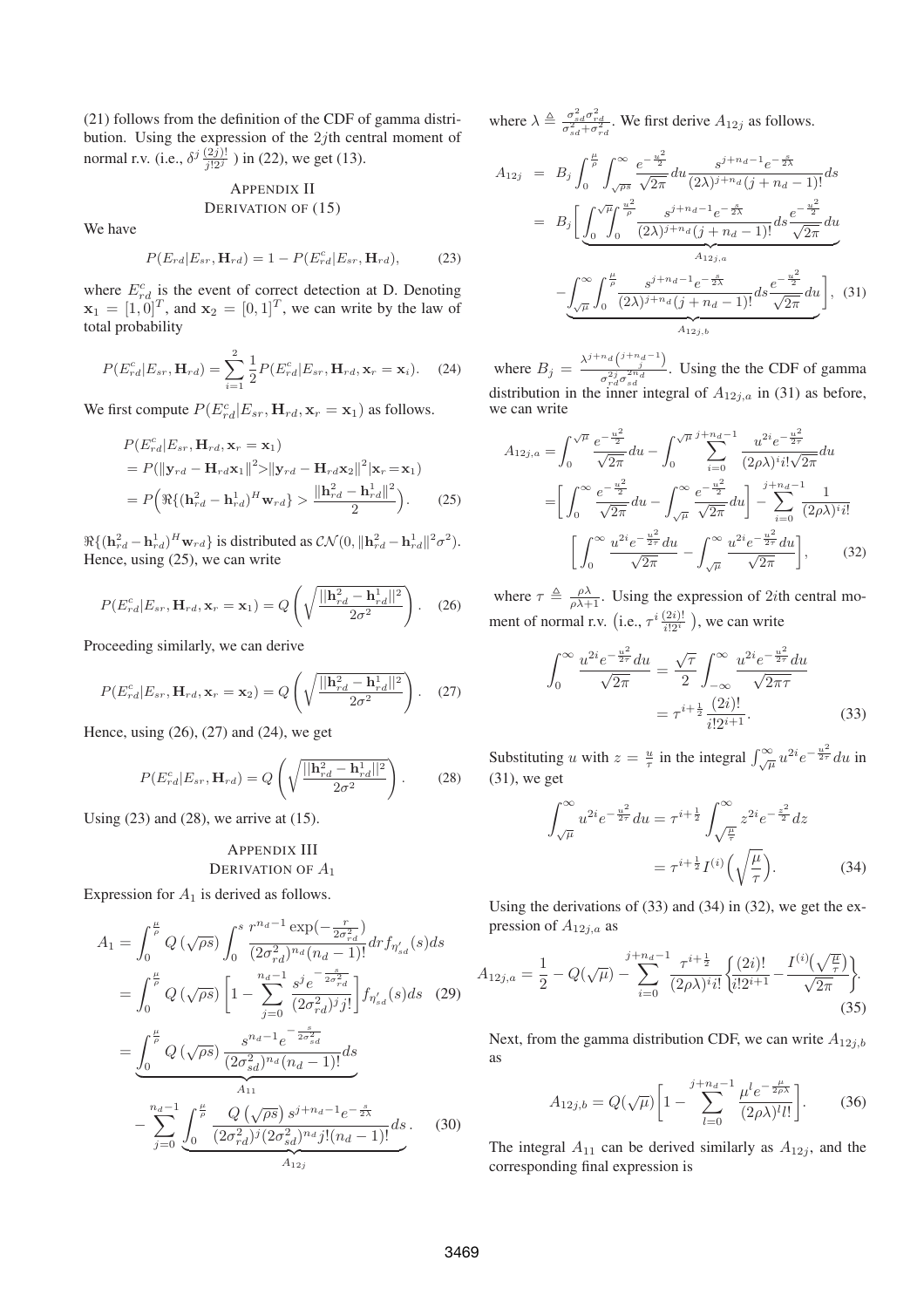(21) follows from the definition of the CDF of gamma distribution. Using the expression of the $2j$th central moment of normal r.v. (i.e., $\delta^j \frac{(2j)!}{j!2^j}$ ) in (22), we get (13).

## Appendix II
### Derivation of (15)

We have

$$P(E_{rd}|E_{sr}, \mathbf{H}_{rd}) = 1 - P(E_{rd}^c|E_{sr}, \mathbf{H}_{rd}), \tag{23}$$

where $E_{rd}^c$ is the event of correct detection at D. Denoting $\mathbf{x}_1 = [1, 0]^T$, and $\mathbf{x}_2 = [0, 1]^T$, we can write by the law of total probability

$$P(E_{rd}^c|E_{sr}, \mathbf{H}_{rd}) = \sum_{i=1}^{2} \frac{1}{2} P(E_{rd}^c|E_{sr}, \mathbf{H}_{rd}, \mathbf{x}_r = \mathbf{x}_i). \tag{24}$$

We first compute $P(E_{rd}^c|E_{sr}, \mathbf{H}_{rd}, \mathbf{x}_r = \mathbf{x}_1)$ as follows.

$$\begin{aligned}
&P(E_{rd}^c|E_{sr}, \mathbf{H}_{rd}, \mathbf{x}_r = \mathbf{x}_1) \\
&= P(\|\mathbf{y}_{rd} - \mathbf{H}_{rd}\mathbf{x}_1\|^2 > \|\mathbf{y}_{rd} - \mathbf{H}_{rd}\mathbf{x}_2\|^2 | \mathbf{x}_r = \mathbf{x}_1) \\
&= P\Big(\Re\{(\mathbf{h}_{rd}^2 - \mathbf{h}_{rd}^1)^H \mathbf{w}_{rd}\} > \frac{\|\mathbf{h}_{rd}^2 - \mathbf{h}_{rd}^1\|^2}{2}\Big).
\end{aligned} \tag{25}$$

$\Re\{(\mathbf{h}_{rd}^2 - \mathbf{h}_{rd}^1)^H \mathbf{w}_{rd}\}$ is distributed as $\mathcal{CN}(0, \|\mathbf{h}_{rd}^2 - \mathbf{h}_{rd}^1\|^2 \sigma^2)$. Hence, using (25), we can write

$$P(E_{rd}^c|E_{sr}, \mathbf{H}_{rd}, \mathbf{x}_r = \mathbf{x}_1) = Q\left(\sqrt{\frac{\|\mathbf{h}_{rd}^2 - \mathbf{h}_{rd}^1\|^2}{2\sigma^2}}\right). \tag{26}$$

Proceeding similarly, we can derive

$$P(E_{rd}^c|E_{sr}, \mathbf{H}_{rd}, \mathbf{x}_r = \mathbf{x}_2) = Q\left(\sqrt{\frac{\|\mathbf{h}_{rd}^2 - \mathbf{h}_{rd}^1\|^2}{2\sigma^2}}\right). \tag{27}$$

Hence, using (26), (27) and (24), we get

$$P(E_{rd}^c|E_{sr}, \mathbf{H}_{rd}) = Q\left(\sqrt{\frac{\|\mathbf{h}_{rd}^2 - \mathbf{h}_{rd}^1\|^2}{2\sigma^2}}\right). \tag{28}$$

Using (23) and (28), we arrive at (15).

## Appendix III
### Derivation of $A_1$

Expression for $A_1$ is derived as follows.

$$\begin{aligned}
A_1 &= \int_0^{\frac{\mu}{\rho}} Q(\sqrt{\rho s}) \int_0^s \frac{r^{n_d-1}\exp(-\frac{r}{2\sigma_{rd}^2})}{(2\sigma_{rd}^2)^{n_d}(n_d-1)!} dr f_{\eta'_{sd}}(s) ds \\
&= \int_0^{\frac{\mu}{\rho}} Q(\sqrt{\rho s}) \left[1 - \sum_{j=0}^{n_d-1} \frac{s^j e^{-\frac{s}{2\sigma_{rd}^2}}}{(2\sigma_{rd}^2)^j j!}\right] f_{\eta'_{sd}}(s) ds \quad (29) \\
&= \underbrace{\int_0^{\frac{\mu}{\rho}} Q(\sqrt{\rho s}) \frac{s^{n_d-1} e^{-\frac{s}{2\sigma_{sd}^2}}}{(2\sigma_{sd}^2)^{n_d}(n_d-1)!} ds}_{A_{11}} \\
&\quad - \sum_{j=0}^{n_d-1} \underbrace{\int_0^{\frac{\mu}{\rho}} \frac{Q(\sqrt{\rho s})\, s^{j+n_d-1} e^{-\frac{s}{2\lambda}}}{(2\sigma_{rd}^2)^j (2\sigma_{sd}^2)^{n_d} j!(n_d-1)!} ds}_{A_{12j}}. \quad (30)
\end{aligned}$$

where $\lambda \triangleq \frac{\sigma_{sd}^2 \sigma_{rd}^2}{\sigma_{sd}^2 + \sigma_{rd}^2}$. We first derive $A_{12j}$ as follows.

$$\begin{aligned}
A_{12j} &= B_j \int_0^{\frac{\mu}{\rho}} \int_{\sqrt{\rho s}}^{\infty} \frac{e^{-\frac{u^2}{2}}}{\sqrt{2\pi}} du \frac{s^{j+n_d-1} e^{-\frac{s}{2\lambda}}}{(2\lambda)^{j+n_d}(j+n_d-1)!} ds \\
&= B_j \Bigg[ \underbrace{\int_0^{\sqrt{\mu}} \int_0^{\frac{u^2}{\rho}} \frac{s^{j+n_d-1} e^{-\frac{s}{2\lambda}}}{(2\lambda)^{j+n_d}(j+n_d-1)!} ds \frac{e^{-\frac{u^2}{2}}}{\sqrt{2\pi}} du}_{A_{12j,a}} \\
&\quad - \underbrace{\int_{\sqrt{\mu}}^{\infty} \int_0^{\frac{\mu}{\rho}} \frac{s^{j+n_d-1} e^{-\frac{s}{2\lambda}}}{(2\lambda)^{j+n_d}(j+n_d-1)!} ds \frac{e^{-\frac{u^2}{2}}}{\sqrt{2\pi}} du}_{A_{12j,b}} \Bigg], \quad (31)
\end{aligned}$$

where $B_j = \frac{\lambda^{j+n_d}\binom{j+n_d-1}{j}}{\sigma_{rd}^{2j}\sigma_{sd}^{2n_d}}$. Using the the CDF of gamma distribution in the inner integral of $A_{12j,a}$ in (31) as before, we can write

$$\begin{aligned}
A_{12j,a} &= \int_0^{\sqrt{\mu}} \frac{e^{-\frac{u^2}{2}}}{\sqrt{2\pi}} du - \int_0^{\sqrt{\mu}} \sum_{i=0}^{j+n_d-1} \frac{u^{2i} e^{-\frac{u^2}{2\tau}}}{(2\rho\lambda)^i i! \sqrt{2\pi}} du \\
&= \Bigg[\int_0^{\infty} \frac{e^{-\frac{u^2}{2}}}{\sqrt{2\pi}} du - \int_{\sqrt{\mu}}^{\infty} \frac{e^{-\frac{u^2}{2}}}{\sqrt{2\pi}} du\Bigg] - \sum_{i=0}^{j+n_d-1} \frac{1}{(2\rho\lambda)^i i!} \\
&\quad \Bigg[\int_0^{\infty} \frac{u^{2i} e^{-\frac{u^2}{2\tau}} du}{\sqrt{2\pi}} - \int_{\sqrt{\mu}}^{\infty} \frac{u^{2i} e^{-\frac{u^2}{2\tau}} du}{\sqrt{2\pi}}\Bigg], \quad (32)
\end{aligned}$$

where $\tau \triangleq \frac{\rho\lambda}{\rho\lambda+1}$. Using the expression of $2i$th central moment of normal r.v. $\left(\text{i.e., } \tau^i \frac{(2i)!}{i!2^i}\right)$, we can write

$$\begin{aligned}
\int_0^{\infty} \frac{u^{2i} e^{-\frac{u^2}{2\tau}} du}{\sqrt{2\pi}} &= \frac{\sqrt{\tau}}{2} \int_{-\infty}^{\infty} \frac{u^{2i} e^{-\frac{u^2}{2\tau}} du}{\sqrt{2\pi\tau}} \\
&= \tau^{i+\frac{1}{2}} \frac{(2i)!}{i!2^{i+1}}.
\end{aligned} \tag{33}$$

Substituting $u$ with $z = \frac{u}{\tau}$ in the integral $\int_{\sqrt{\mu}}^{\infty} u^{2i} e^{-\frac{u^2}{2\tau}} du$ in (31), we get

$$\begin{aligned}
\int_{\sqrt{\mu}}^{\infty} u^{2i} e^{-\frac{u^2}{2\tau}} du &= \tau^{i+\frac{1}{2}} \int_{\sqrt{\frac{\mu}{\tau}}}^{\infty} z^{2i} e^{-\frac{z^2}{2}} dz \\
&= \tau^{i+\frac{1}{2}} I^{(i)}\Big(\sqrt{\frac{\mu}{\tau}}\Big).
\end{aligned} \tag{34}$$

Using the derivations of (33) and (34) in (32), we get the expression of $A_{12j,a}$ as

$$A_{12j,a} = \frac{1}{2} - Q(\sqrt{\mu}) - \sum_{i=0}^{j+n_d-1} \frac{\tau^{i+\frac{1}{2}}}{(2\rho\lambda)^i i!} \left\{\frac{(2i)!}{i!2^{i+1}} - \frac{I^{(i)}\big(\sqrt{\frac{\mu}{\tau}}\big)}{\sqrt{2\pi}}\right\}. \tag{35}$$

Next, from the gamma distribution CDF, we can write $A_{12j,b}$ as

$$A_{12j,b} = Q(\sqrt{\mu})\left[1 - \sum_{l=0}^{j+n_d-1} \frac{\mu^l e^{-\frac{\mu}{2\rho\lambda}}}{(2\rho\lambda)^l l!}\right]. \tag{36}$$

The integral $A_{11}$ can be derived similarly as $A_{12j}$, and the corresponding final expression is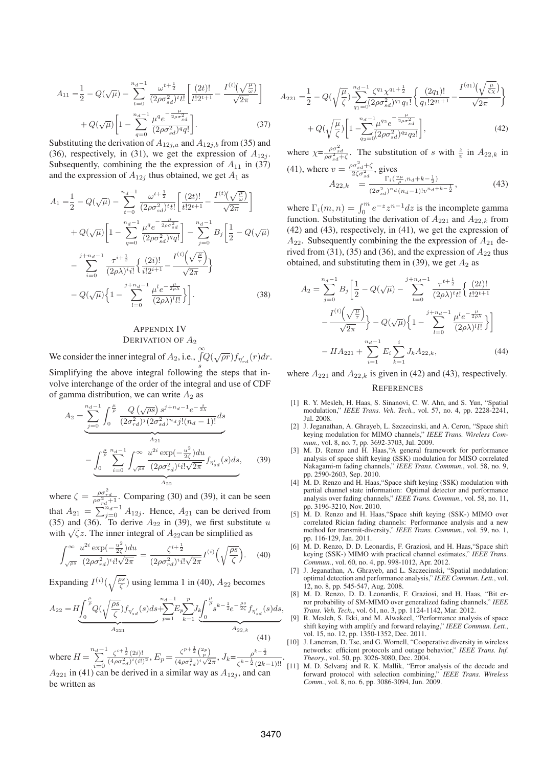$$A_{11} = \frac{1}{2} - Q(\sqrt{\mu}) - \sum_{t=0}^{n_d-1} \frac{\omega^{t+\frac{1}{2}}}{(2\rho\sigma_{sd}^2)^t t!}\left[\frac{(2t)!}{t!2^{t+1}} - \frac{I^{(t)}\left(\sqrt{\frac{\mu}{\omega}}\right)}{\sqrt{2\pi}}\right] + Q(\sqrt{\mu})\left[1 - \sum_{q=0}^{n_d-1} \frac{\mu^q e^{-\frac{\mu}{2\rho\sigma_{sd}^2}}}{(2\rho\sigma_{sd}^2)^q q!}\right]. \quad (37)$$

Substituting the derivation of $A_{12j,a}$ and $A_{12j,b}$ from (35) and (36), respectively, in (31), we get the expression of $A_{12j}$. Subsequently, combining the the expression of $A_{11}$ in (37) and the expression of $A_{12j}$ thus obtained, we get $A_1$ as

$$\begin{aligned} A_1 =& \frac{1}{2} - Q(\sqrt{\mu}) - \sum_{t=0}^{n_d-1} \frac{\omega^{t+\frac{1}{2}}}{(2\rho\sigma_{sd}^2)^t t!}\left[\frac{(2t)!}{t!2^{t+1}} - \frac{I^{(t)}\left(\sqrt{\frac{\mu}{\omega}}\right)}{\sqrt{2\pi}}\right] \\ &+ Q(\sqrt{\mu})\left[1 - \sum_{q=0}^{n_d-1} \frac{\mu^q e^{-\frac{\mu}{2\rho\sigma_{sd}^2}}}{(2\rho\sigma_{sd}^2)^q q!}\right] - \sum_{j=0}^{n_d-1} B_j\left[\frac{1}{2} - Q(\sqrt{\mu})\right. \\ &- \sum_{i=0}^{j+n_d-1} \frac{\tau^{i+\frac{1}{2}}}{(2\rho\lambda)^i i!}\left\{\frac{(2i)!}{i!2^{i+1}} - \frac{I^{(i)}\left(\sqrt{\frac{\mu}{\tau}}\right)}{\sqrt{2\pi}}\right\} \\ &\left. - Q(\sqrt{\mu})\left\{1 - \sum_{l=0}^{j+n_d-1} \frac{\mu^l e^{-\frac{\mu}{2\rho\lambda}}}{(2\rho\lambda)^l l!}\right\}\right]. \end{aligned} \quad (38)$$

## Appendix IV
## Derivation of $A_2$

We consider the inner integral of $A_2$, i.e., $\int_s^\infty Q(\sqrt{\rho r}) f_{\eta'_{rd}}(r)dr$. Simplifying the above integral following the steps that involve interchange of the order of the integral and use of CDF of gamma distribution, we can write $A_2$ as

$$A_2 = \underbrace{\sum_{j=0}^{n_d-1} \int_0^{\frac{\mu}{\rho}} \frac{Q\left(\sqrt{\rho s}\right) s^{j+n_d-1} e^{-\frac{s}{2\lambda}}}{(2\sigma_{rd}^2)^j (2\sigma_{sd}^2)^{n_d} j!(n_d-1)!} ds}_{A_{21}} - \underbrace{\int_0^{\frac{\mu}{\rho}} \sum_{i=0}^{n_d-1} \int_{\sqrt{\rho s}}^\infty \frac{u^{2i}\exp(-\frac{u^2}{2\zeta})du}{(2\rho\sigma_{rd}^2)^i i!\sqrt{2\pi}} f_{\eta'_{sd}}(s)ds}_{A_{22}}, \quad (39)$$

where $\zeta = \frac{\rho\sigma_{rd}^2}{\rho\sigma_{rd}^2+1}$. Comparing (30) and (39), it can be seen that $A_{21} = \sum_{j=0}^{n_d-1} A_{12j}$. Hence, $A_{21}$ can be derived from (35) and (36). To derive $A_{22}$ in (39), we first substitute $u$ with $\sqrt{\zeta}z$. The inner integral of $A_{22}$can be simplified as

$$\int_{\sqrt{\rho s}}^\infty \frac{u^{2i}\exp(-\frac{u^2}{2\zeta})du}{(2\rho\sigma_{rd}^2)^i i!\sqrt{2\pi}} = \frac{\zeta^{i+\frac{1}{2}}}{(2\rho\sigma_{rd}^2)^i i!\sqrt{2\pi}} I^{(i)}\left(\sqrt{\frac{\rho s}{\zeta}}\right). \quad (40)$$

Expanding $I^{(i)}(\sqrt{\frac{\rho s}{\zeta}})$ using lemma 1 in (40), $A_{22}$ becomes

$$A_{22} = H\underbrace{\int_0^{\frac{\mu}{\rho}} Q(\sqrt{\frac{\rho s}{\zeta}}) f_{\eta'_{sd}}(s)ds}_{A_{221}} + \sum_{p=1}^{n_d-1} E_p \sum_{k=1}^{p} J_k \underbrace{\int_0^{\frac{\mu}{\rho}} s^{k-\frac{1}{2}} e^{-\frac{\rho s}{2\zeta}} f_{\eta'_{sd}}(s)ds}_{A_{22,k}}, \quad (41)$$

where $H = \sum_{i=0}^{n_d-1} \frac{\zeta^{i+\frac{1}{2}}(2i)!}{(4\rho\sigma_{rd}^2)^i (i!)^2}$, $E_p = \frac{\zeta^{p+\frac{1}{2}}\binom{2p}{p}}{(4\rho\sigma_{rd}^2)^i\sqrt{2\pi}}$, $J_k = \frac{\rho^{k-\frac{1}{2}}}{\zeta^{k-\frac{1}{2}}(2k-1)!!}$. $A_{221}$ in (41) can be derived in a similar way as $A_{12j}$, and can be written as

$$A_{221} = \frac{1}{2} - Q(\sqrt{\frac{\mu}{\zeta}}) - \sum_{q_1=0}^{n_d-1} \frac{\zeta^{q_1}\chi^{q_1+\frac{1}{2}}}{(2\rho\sigma_{sd}^2)^{q_1} q_1!}\left\{\frac{(2q_1)!}{q_1!2^{q_1+1}} - \frac{I^{(q_1)}\left(\sqrt{\frac{\mu}{\zeta\chi}}\right)}{\sqrt{2\pi}}\right\} + Q(\sqrt{\frac{\mu}{\zeta}})\left[1 - \sum_{q_2=0}^{n_d-1} \frac{\mu^{q_2} e^{-\frac{\mu}{2\rho\sigma_{sd}^2}}}{(2\rho\sigma_{sd}^2)^{q_2} q_2!}\right], \quad (42)$$

where $\chi = \frac{\rho\sigma_{sd}^2}{\rho\sigma_{sd}^2+\zeta}$. The substitution of $s$ with $\frac{z}{v}$ in $A_{22,k}$ in (41), where $v = \frac{\rho\sigma_{sd}^2+\zeta}{2\zeta\sigma_{sd}^2}$, gives

$$A_{22,k} = \frac{\Gamma_i(\frac{v\mu}{\rho}, n_d+k-\frac{1}{2})}{(2\sigma_{sd}^2)^{n_d}(n_d-1)!v^{n_d+k-\frac{1}{2}}}, \quad (43)$$

where $\Gamma_i(m,n) = \int_0^m e^{-z}z^{n-1}dz$ is the incomplete gamma function. Substituting the derivation of $A_{221}$ and $A_{22,k}$ from (42) and (43), respectively, in (41), we get the expression of $A_{22}$. Subsequently combining the the expression of $A_{21}$ derived from (31), (35) and (36), and the expression of $A_{22}$ thus obtained, and substituting them in (39), we get $A_2$ as

$$\begin{aligned} A_2 =& \sum_{j=0}^{n_d-1} B_j\left[\frac{1}{2} - Q(\sqrt{\mu}) - \sum_{t=0}^{j+n_d-1} \frac{\tau^{t+\frac{1}{2}}}{(2\rho\lambda)^t t!}\left\{\frac{(2t)!}{t!2^{t+1}}\right.\right. \\ &\left.\left. - \frac{I^{(t)}\left(\sqrt{\frac{\mu}{\tau}}\right)}{\sqrt{2\pi}}\right\} - Q(\sqrt{\mu})\left\{1 - \sum_{l=0}^{j+n_d-1} \frac{\mu^l e^{-\frac{\mu}{2\rho\lambda}}}{(2\rho\lambda)^l l!}\right\}\right] \\ &- HA_{221} + \sum_{i=1}^{n_d-1} E_i \sum_{k=1}^{i} J_k A_{22,k}, \end{aligned} \quad (44)$$

where $A_{221}$ and $A_{22,k}$ is given in (42) and (43), respectively.

## References

[1] R. Y. Mesleh, H. Haas, S. Sinanovi, C. W. Ahn, and S. Yun, "Spatial modulation," *IEEE Trans. Veh. Tech.*, vol. 57, no. 4, pp. 2228-2241, Jul. 2008.

[2] J. Jeganathan, A. Ghrayeb, L. Szczecinski, and A. Ceron, "Space shift keying modulation for MIMO channels," *IEEE Trans. Wireless Commun.*, vol. 8, no. 7, pp. 3692-3703, Jul. 2009.

[3] M. D. Renzo and H. Haas,"A general framework for performance analysis of space shift keying (SSK) modulation for MISO correlated Nakagami-m fading channels," *IEEE Trans. Commun.*, vol. 58, no. 9, pp. 2590-2603, Sep. 2010.

[4] M. D. Renzo and H. Haas,"Space shift keying (SSK) modulation with partial channel state information: Optimal detector and performance analysis over fading channels," *IEEE Trans. Commun.*, vol. 58, no. 11, pp. 3196-3210, Nov. 2010.

[5] M. D. Renzo and H. Haas,"Space shift keying (SSK-) MIMO over correlated Rician fading channels: Performance analysis and a new method for transmit-diversity," *IEEE Trans. Commun.*, vol. 59, no. 1, pp. 116-129, Jan. 2011.

[6] M. D. Renzo, D. D. Leonardis, F. Graziosi, and H. Haas,"Space shift keying (SSK-) MIMO with practical channel estimates," *IEEE Trans. Commun.*, vol. 60, no. 4, pp. 998-1012, Apr. 2012.

[7] J. Jeganathan, A. Ghrayeb, and L. Szczecinski, "Spatial modulation: optimal detection and performance analysis," *IEEE Commun. Lett.*, vol. 12, no. 8, pp. 545-547, Aug. 2008.

[8] M. D. Renzo, D. D. Leonardis, F. Graziosi, and H. Haas, "Bit error probability of SM-MIMO over generalized fading channels," *IEEE Trans. Veh. Tech.*, vol. 61, no. 3, pp. 1124-1142, Mar. 2012.

[9] R. Mesleh, S. Ikki, and M. Alwakeel, "Performance analysis of space shift keying with amplify and forward relaying," *IEEE Commun. Lett.*, vol. 15, no. 12, pp. 1350-1352, Dec. 2011.

[10] J. Laneman, D. Tse, and G. Wornell, "Cooperative diversity in wireless networks: efficient protocols and outage behavior," *IEEE Trans. Inf. Theory.*, vol. 50, pp. 3026-3080, Dec. 2004.

[11] M. D. Selvaraj and R. K. Mallik, "Error analysis of the decode and forward protocol with selection combining," *IEEE Trans. Wireless Comm.*, vol. 8, no. 6, pp. 3086-3094, Jun. 2009.